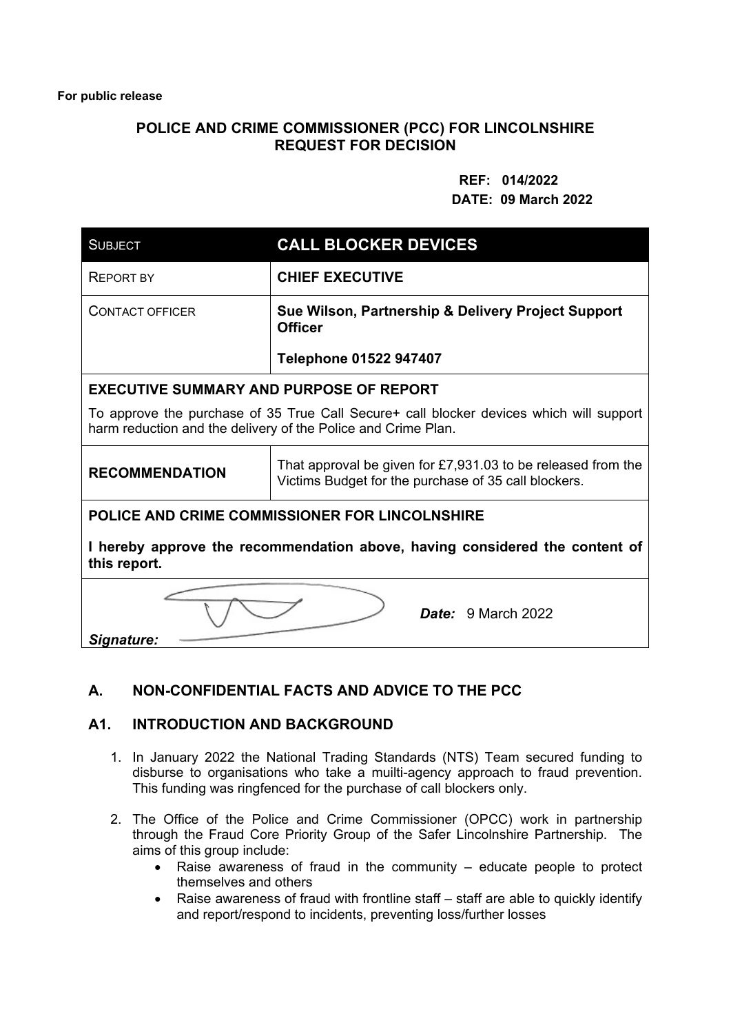**For public release**

**POLICE AND CRIME COMMISSIONER (PCC) FOR LINCOLNSHIRE**
**REQUEST FOR DECISION**

**REF: 014/2022**
**DATE: 09 March 2022**

| SUBJECT | **CALL BLOCKER DEVICES** |
|---|---|
| REPORT BY | **CHIEF EXECUTIVE** |
| CONTACT OFFICER | **Sue Wilson, Partnership & Delivery Project Support Officer**<br><br>**Telephone 01522 947407** |
| **EXECUTIVE SUMMARY AND PURPOSE OF REPORT**<br><br>To approve the purchase of 35 True Call Secure+ call blocker devices which will support harm reduction and the delivery of the Police and Crime Plan. | |
| **RECOMMENDATION** | That approval be given for £7,931.03 to be released from the Victims Budget for the purchase of 35 call blockers. |
| **POLICE AND CRIME COMMISSIONER FOR LINCOLNSHIRE**<br><br>**I hereby approve the recommendation above, having considered the content of this report.** | |
| ***Signature:*** | ***Date:*** 9 March 2022 |

## A. NON-CONFIDENTIAL FACTS AND ADVICE TO THE PCC

### A1. INTRODUCTION AND BACKGROUND

1. In January 2022 the National Trading Standards (NTS) Team secured funding to disburse to organisations who take a muilti-agency approach to fraud prevention. This funding was ringfenced for the purchase of call blockers only.

2. The Office of the Police and Crime Commissioner (OPCC) work in partnership through the Fraud Core Priority Group of the Safer Lincolnshire Partnership. The aims of this group include:
   - Raise awareness of fraud in the community – educate people to protect themselves and others
   - Raise awareness of fraud with frontline staff – staff are able to quickly identify and report/respond to incidents, preventing loss/further losses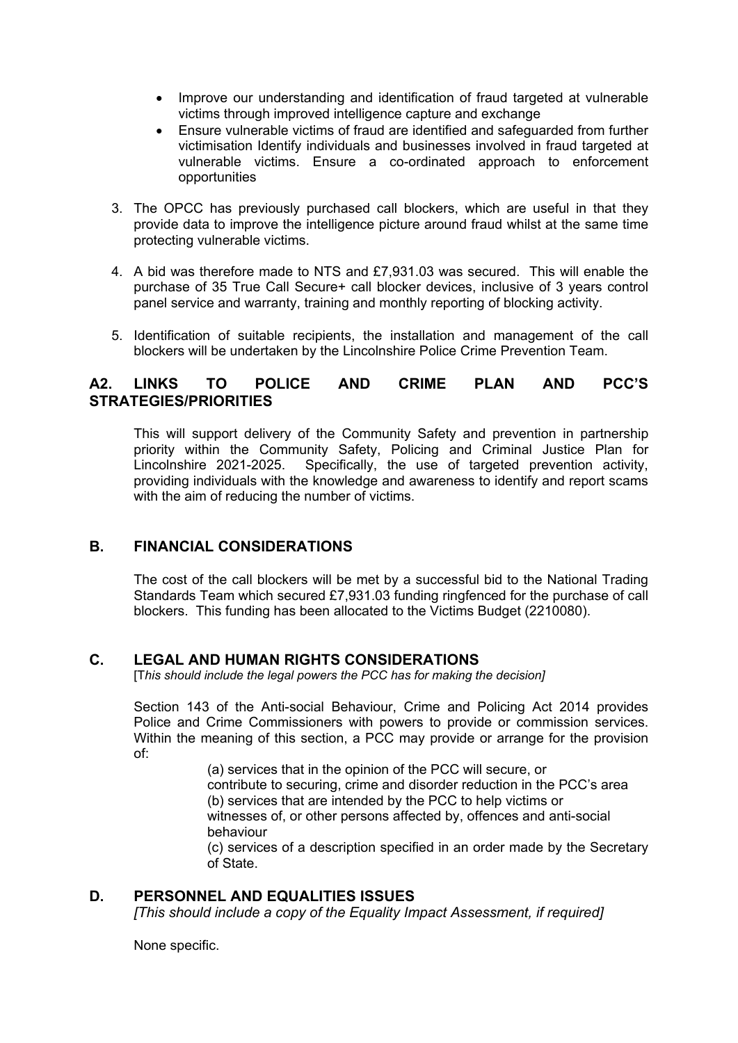- Improve our understanding and identification of fraud targeted at vulnerable victims through improved intelligence capture and exchange
- Ensure vulnerable victims of fraud are identified and safeguarded from further victimisation Identify individuals and businesses involved in fraud targeted at vulnerable victims. Ensure a co-ordinated approach to enforcement opportunities

3. The OPCC has previously purchased call blockers, which are useful in that they provide data to improve the intelligence picture around fraud whilst at the same time protecting vulnerable victims.

4. A bid was therefore made to NTS and £7,931.03 was secured. This will enable the purchase of 35 True Call Secure+ call blocker devices, inclusive of 3 years control panel service and warranty, training and monthly reporting of blocking activity.

5. Identification of suitable recipients, the installation and management of the call blockers will be undertaken by the Lincolnshire Police Crime Prevention Team.

## A2. LINKS TO POLICE AND CRIME PLAN AND PCC'S STRATEGIES/PRIORITIES

This will support delivery of the Community Safety and prevention in partnership priority within the Community Safety, Policing and Criminal Justice Plan for Lincolnshire 2021-2025. Specifically, the use of targeted prevention activity, providing individuals with the knowledge and awareness to identify and report scams with the aim of reducing the number of victims.

## B. FINANCIAL CONSIDERATIONS

The cost of the call blockers will be met by a successful bid to the National Trading Standards Team which secured £7,931.03 funding ringfenced for the purchase of call blockers. This funding has been allocated to the Victims Budget (2210080).

## C. LEGAL AND HUMAN RIGHTS CONSIDERATIONS

[*This should include the legal powers the PCC has for making the decision]*

Section 143 of the Anti-social Behaviour, Crime and Policing Act 2014 provides Police and Crime Commissioners with powers to provide or commission services. Within the meaning of this section, a PCC may provide or arrange for the provision of:

(a) services that in the opinion of the PCC will secure, or contribute to securing, crime and disorder reduction in the PCC's area
(b) services that are intended by the PCC to help victims or witnesses of, or other persons affected by, offences and anti-social behaviour
(c) services of a description specified in an order made by the Secretary of State.

## D. PERSONNEL AND EQUALITIES ISSUES

*[This should include a copy of the Equality Impact Assessment, if required]*

None specific.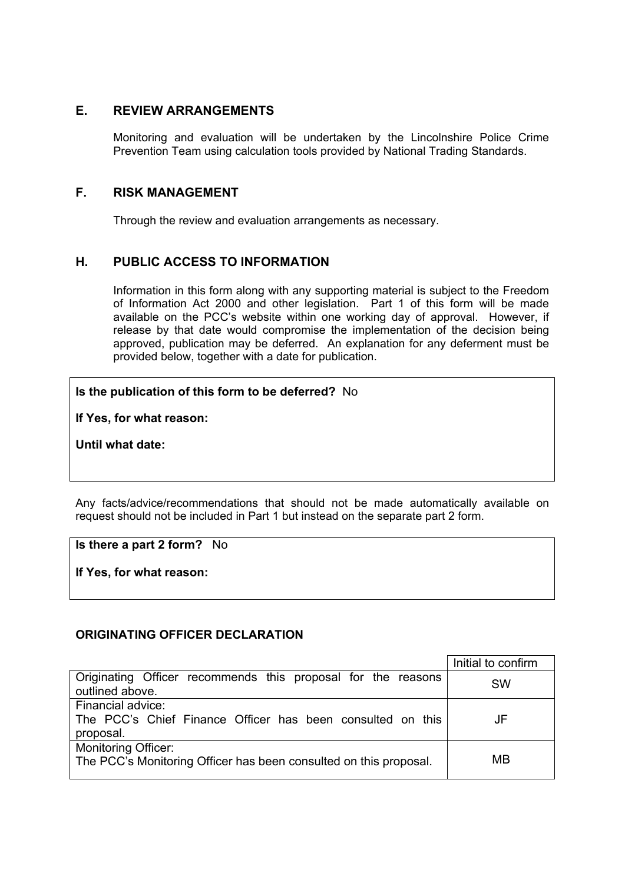## E. REVIEW ARRANGEMENTS

Monitoring and evaluation will be undertaken by the Lincolnshire Police Crime Prevention Team using calculation tools provided by National Trading Standards.

## F. RISK MANAGEMENT

Through the review and evaluation arrangements as necessary.

## H. PUBLIC ACCESS TO INFORMATION

Information in this form along with any supporting material is subject to the Freedom of Information Act 2000 and other legislation. Part 1 of this form will be made available on the PCC's website within one working day of approval. However, if release by that date would compromise the implementation of the decision being approved, publication may be deferred. An explanation for any deferment must be provided below, together with a date for publication.

**Is the publication of this form to be deferred?** No

**If Yes, for what reason:**

**Until what date:**

Any facts/advice/recommendations that should not be made automatically available on request should not be included in Part 1 but instead on the separate part 2 form.

**Is there a part 2 form?** No

**If Yes, for what reason:**

### ORIGINATING OFFICER DECLARATION

| | Initial to confirm |
|---|---|
| Originating Officer recommends this proposal for the reasons outlined above. | SW |
| Financial advice:<br>The PCC's Chief Finance Officer has been consulted on this proposal. | JF |
| Monitoring Officer:<br>The PCC's Monitoring Officer has been consulted on this proposal. | MB |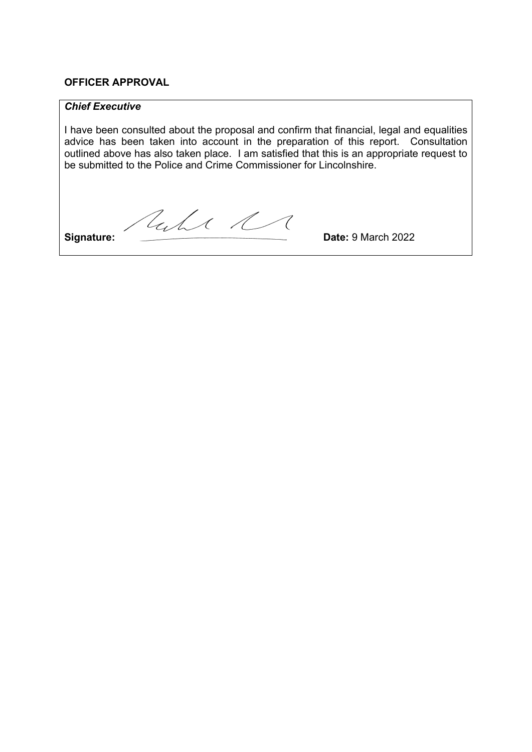**OFFICER APPROVAL**

| *Chief Executive* |
| --- |
| I have been consulted about the proposal and confirm that financial, legal and equalities advice has been taken into account in the preparation of this report. Consultation outlined above has also taken place. I am satisfied that this is an appropriate request to be submitted to the Police and Crime Commissioner for Lincolnshire. |
| **Signature:** **Date:** 9 March 2022 |